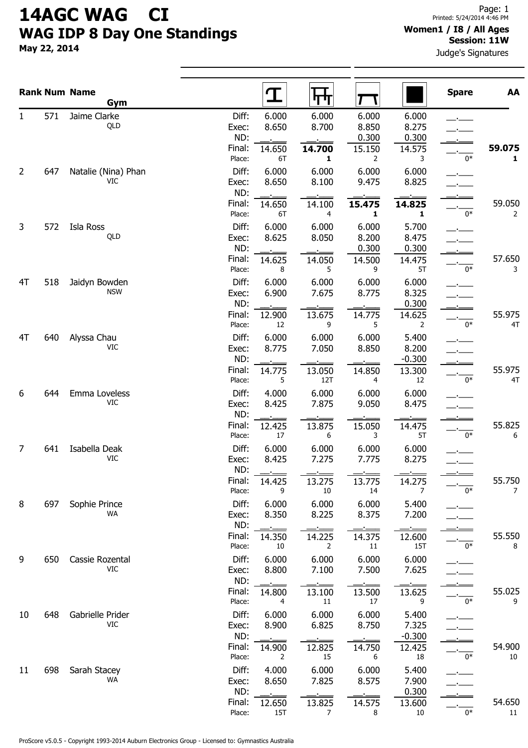# 14AGC WAG CI

## WAG IDP 8 Day One Standings

**May 22, 2014**

**Women1 / I8 / All Ages**
**Session: 11W**

Judge's Signatures

| Rank | Num | Name / Gym | | Vault | Bars | Beam | Floor | Spare | AA |
|---|---|---|---|---|---|---|---|---|---|
| 1 | 571 | Jaime Clarke | Diff: | 6.000 | 6.000 | 6.000 | 6.000 | __.___ | |
| | | QLD | Exec: | 8.650 | 8.700 | 8.850 | 8.275 | __.___ | |
| | | | ND: | __.___ | __.___ | 0.300 | 0.300 | __.___ | |
| | | | Final: | 14.650 | **14.700** | 15.150 | 14.575 | __.___ | **59.075** |
| | | | Place: | 6T | **1** | 2 | 3 | 0* | **1** |
| 2 | 647 | Natalie (Nina) Phan | Diff: | 6.000 | 6.000 | 6.000 | 6.000 | __.___ | |
| | | VIC | Exec: | 8.650 | 8.100 | 9.475 | 8.825 | __.___ | |
| | | | ND: | __.___ | __.___ | __.___ | __.___ | __.___ | |
| | | | Final: | 14.650 | 14.100 | **15.475** | **14.825** | __.___ | 59.050 |
| | | | Place: | 6T | 4 | **1** | **1** | 0* | 2 |
| 3 | 572 | Isla Ross | Diff: | 6.000 | 6.000 | 6.000 | 5.700 | __.___ | |
| | | QLD | Exec: | 8.625 | 8.050 | 8.200 | 8.475 | __.___ | |
| | | | ND: | __.___ | __.___ | 0.300 | 0.300 | __.___ | |
| | | | Final: | 14.625 | 14.050 | 14.500 | 14.475 | __.___ | 57.650 |
| | | | Place: | 8 | 5 | 9 | 5T | 0* | 3 |
| 4T | 518 | Jaidyn Bowden | Diff: | 6.000 | 6.000 | 6.000 | 6.000 | __.___ | |
| | | NSW | Exec: | 6.900 | 7.675 | 8.775 | 8.325 | __.___ | |
| | | | ND: | __.___ | __.___ | __.___ | 0.300 | __.___ | |
| | | | Final: | 12.900 | 13.675 | 14.775 | 14.625 | __.___ | 55.975 |
| | | | Place: | 12 | 9 | 5 | 2 | 0* | 4T |
| 4T | 640 | Alyssa Chau | Diff: | 6.000 | 6.000 | 6.000 | 5.400 | __.___ | |
| | | VIC | Exec: | 8.775 | 7.050 | 8.850 | 8.200 | __.___ | |
| | | | ND: | __.___ | __.___ | __.___ | -0.300 | __.___ | |
| | | | Final: | 14.775 | 13.050 | 14.850 | 13.300 | __.___ | 55.975 |
| | | | Place: | 5 | 12T | 4 | 12 | 0* | 4T |
| 6 | 644 | Emma Loveless | Diff: | 4.000 | 6.000 | 6.000 | 6.000 | __.___ | |
| | | VIC | Exec: | 8.425 | 7.875 | 9.050 | 8.475 | __.___ | |
| | | | ND: | __.___ | __.___ | __.___ | __.___ | __.___ | |
| | | | Final: | 12.425 | 13.875 | 15.050 | 14.475 | __.___ | 55.825 |
| | | | Place: | 17 | 6 | 3 | 5T | 0* | 6 |
| 7 | 641 | Isabella Deak | Diff: | 6.000 | 6.000 | 6.000 | 6.000 | __.___ | |
| | | VIC | Exec: | 8.425 | 7.275 | 7.775 | 8.275 | __.___ | |
| | | | ND: | __.___ | __.___ | __.___ | __.___ | __.___ | |
| | | | Final: | 14.425 | 13.275 | 13.775 | 14.275 | __.___ | 55.750 |
| | | | Place: | 9 | 10 | 14 | 7 | 0* | 7 |
| 8 | 697 | Sophie Prince | Diff: | 6.000 | 6.000 | 6.000 | 5.400 | __.___ | |
| | | WA | Exec: | 8.350 | 8.225 | 8.375 | 7.200 | __.___ | |
| | | | ND: | __.___ | __.___ | __.___ | __.___ | __.___ | |
| | | | Final: | 14.350 | 14.225 | 14.375 | 12.600 | __.___ | 55.550 |
| | | | Place: | 10 | 2 | 11 | 15T | 0* | 8 |
| 9 | 650 | Cassie Rozental | Diff: | 6.000 | 6.000 | 6.000 | 6.000 | __.___ | |
| | | VIC | Exec: | 8.800 | 7.100 | 7.500 | 7.625 | __.___ | |
| | | | ND: | __.___ | __.___ | __.___ | __.___ | __.___ | |
| | | | Final: | 14.800 | 13.100 | 13.500 | 13.625 | __.___ | 55.025 |
| | | | Place: | 4 | 11 | 17 | 9 | 0* | 9 |
| 10 | 648 | Gabrielle Prider | Diff: | 6.000 | 6.000 | 6.000 | 5.400 | __.___ | |
| | | VIC | Exec: | 8.900 | 6.825 | 8.750 | 7.325 | __.___ | |
| | | | ND: | __.___ | __.___ | __.___ | -0.300 | __.___ | |
| | | | Final: | 14.900 | 12.825 | 14.750 | 12.425 | __.___ | 54.900 |
| | | | Place: | 2 | 15 | 6 | 18 | 0* | 10 |
| 11 | 698 | Sarah Stacey | Diff: | 4.000 | 6.000 | 6.000 | 5.400 | __.___ | |
| | | WA | Exec: | 8.650 | 7.825 | 8.575 | 7.900 | __.___ | |
| | | | ND: | __.___ | __.___ | __.___ | 0.300 | __.___ | |
| | | | Final: | 12.650 | 13.825 | 14.575 | 13.600 | __.___ | 54.650 |
| | | | Place: | 15T | 7 | 8 | 10 | 0* | 11 |

ProScore v5.0.5 - Copyright 1993-2014 Auburn Electronics Group - Licensed to: Gymnastics Australia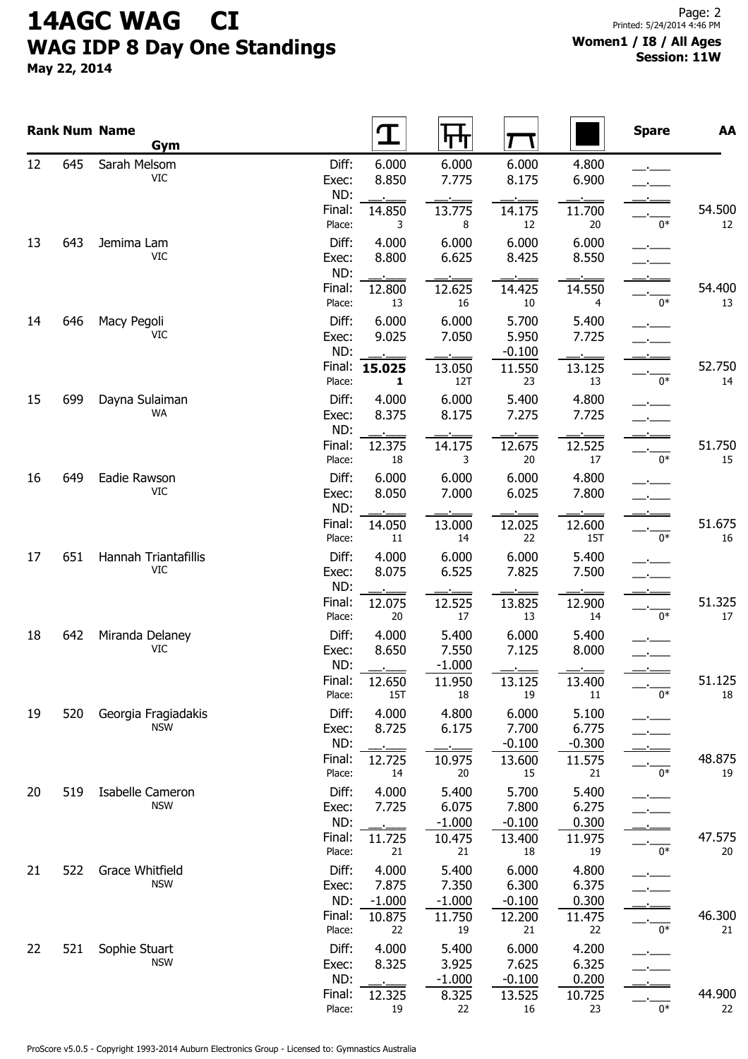# 14AGC WAG CI

## WAG IDP 8 Day One Standings

May 22, 2014

**Women1 / I8 / All Ages**
**Session: 11W**

| Rank | Num | Name / Gym | | Vault | Bars | Beam | Floor | Spare | AA |
|---|---|---|---|---|---|---|---|---|---|
| 12 | 645 | Sarah Melsom | Diff: | 6.000 | 6.000 | 6.000 | 4.800 | __.___ | |
| | | VIC | Exec: | 8.850 | 7.775 | 8.175 | 6.900 | __.___ | |
| | | | ND: | __.___ | __.___ | __.___ | __.___ | __.___ | |
| | | | Final: | 14.850 | 13.775 | 14.175 | 11.700 | __.___ | 54.500 |
| | | | Place: | 3 | 8 | 12 | 20 | 0* | 12 |
| 13 | 643 | Jemima Lam | Diff: | 4.000 | 6.000 | 6.000 | 6.000 | __.___ | |
| | | VIC | Exec: | 8.800 | 6.625 | 8.425 | 8.550 | __.___ | |
| | | | ND: | __.___ | __.___ | __.___ | __.___ | __.___ | |
| | | | Final: | 12.800 | 12.625 | 14.425 | 14.550 | __.___ | 54.400 |
| | | | Place: | 13 | 16 | 10 | 4 | 0* | 13 |
| 14 | 646 | Macy Pegoli | Diff: | 6.000 | 6.000 | 5.700 | 5.400 | __.___ | |
| | | VIC | Exec: | 9.025 | 7.050 | 5.950 | 7.725 | __.___ | |
| | | | ND: | __.___ | __.___ | -0.100 | __.___ | __.___ | |
| | | | Final: | **15.025** | 13.050 | 11.550 | 13.125 | __.___ | 52.750 |
| | | | Place: | **1** | 12T | 23 | 13 | 0* | 14 |
| 15 | 699 | Dayna Sulaiman | Diff: | 4.000 | 6.000 | 5.400 | 4.800 | __.___ | |
| | | WA | Exec: | 8.375 | 8.175 | 7.275 | 7.725 | __.___ | |
| | | | ND: | __.___ | __.___ | __.___ | __.___ | __.___ | |
| | | | Final: | 12.375 | 14.175 | 12.675 | 12.525 | __.___ | 51.750 |
| | | | Place: | 18 | 3 | 20 | 17 | 0* | 15 |
| 16 | 649 | Eadie Rawson | Diff: | 6.000 | 6.000 | 6.000 | 4.800 | __.___ | |
| | | VIC | Exec: | 8.050 | 7.000 | 6.025 | 7.800 | __.___ | |
| | | | ND: | __.___ | __.___ | __.___ | __.___ | __.___ | |
| | | | Final: | 14.050 | 13.000 | 12.025 | 12.600 | __.___ | 51.675 |
| | | | Place: | 11 | 14 | 22 | 15T | 0* | 16 |
| 17 | 651 | Hannah Triantafillis | Diff: | 4.000 | 6.000 | 6.000 | 5.400 | __.___ | |
| | | VIC | Exec: | 8.075 | 6.525 | 7.825 | 7.500 | __.___ | |
| | | | ND: | __.___ | __.___ | __.___ | __.___ | __.___ | |
| | | | Final: | 12.075 | 12.525 | 13.825 | 12.900 | __.___ | 51.325 |
| | | | Place: | 20 | 17 | 13 | 14 | 0* | 17 |
| 18 | 642 | Miranda Delaney | Diff: | 4.000 | 5.400 | 6.000 | 5.400 | __.___ | |
| | | VIC | Exec: | 8.650 | 7.550 | 7.125 | 8.000 | __.___ | |
| | | | ND: | __.___ | -1.000 | __.___ | __.___ | __.___ | |
| | | | Final: | 12.650 | 11.950 | 13.125 | 13.400 | __.___ | 51.125 |
| | | | Place: | 15T | 18 | 19 | 11 | 0* | 18 |
| 19 | 520 | Georgia Fragiadakis | Diff: | 4.000 | 4.800 | 6.000 | 5.100 | __.___ | |
| | | NSW | Exec: | 8.725 | 6.175 | 7.700 | 6.775 | __.___ | |
| | | | ND: | __.___ | __.___ | -0.100 | -0.300 | __.___ | |
| | | | Final: | 12.725 | 10.975 | 13.600 | 11.575 | __.___ | 48.875 |
| | | | Place: | 14 | 20 | 15 | 21 | 0* | 19 |
| 20 | 519 | Isabelle Cameron | Diff: | 4.000 | 5.400 | 5.700 | 5.400 | __.___ | |
| | | NSW | Exec: | 7.725 | 6.075 | 7.800 | 6.275 | __.___ | |
| | | | ND: | __.___ | -1.000 | -0.100 | 0.300 | __.___ | |
| | | | Final: | 11.725 | 10.475 | 13.400 | 11.975 | __.___ | 47.575 |
| | | | Place: | 21 | 21 | 18 | 19 | 0* | 20 |
| 21 | 522 | Grace Whitfield | Diff: | 4.000 | 5.400 | 6.000 | 4.800 | __.___ | |
| | | NSW | Exec: | 7.875 | 7.350 | 6.300 | 6.375 | __.___ | |
| | | | ND: | -1.000 | -1.000 | -0.100 | 0.300 | __.___ | |
| | | | Final: | 10.875 | 11.750 | 12.200 | 11.475 | __.___ | 46.300 |
| | | | Place: | 22 | 19 | 21 | 22 | 0* | 21 |
| 22 | 521 | Sophie Stuart | Diff: | 4.000 | 5.400 | 6.000 | 4.200 | __.___ | |
| | | NSW | Exec: | 8.325 | 3.925 | 7.625 | 6.325 | __.___ | |
| | | | ND: | __.___ | -1.000 | -0.100 | 0.200 | __.___ | |
| | | | Final: | 12.325 | 8.325 | 13.525 | 10.725 | __.___ | 44.900 |
| | | | Place: | 19 | 22 | 16 | 23 | 0* | 22 |

ProScore v5.0.5 - Copyright 1993-2014 Auburn Electronics Group - Licensed to: Gymnastics Australia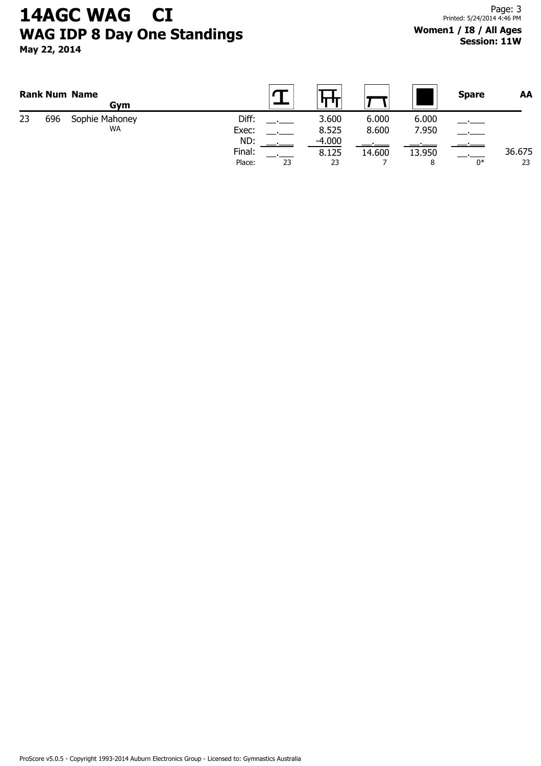# 14AGC WAG CI

## WAG IDP 8 Day One Standings

**May 22, 2014**

**Women1 / I8 / All Ages**
**Session: 11W**

| Rank | Num | Name / Gym | | Vault | Bars | Beam | Floor | Spare | AA |
|---|---|---|---|---|---|---|---|---|---|
| 23 | 696 | Sophie Mahoney | Diff: | __.___ | 3.600 | 6.000 | 6.000 | __.___ | |
| | | WA | Exec: | __.___ | 8.525 | 8.600 | 7.950 | __.___ | |
| | | | ND: | __.___ | -4.000 | __.___ | __.___ | __.___ | |
| | | | Final: | __.___ | 8.125 | 14.600 | 13.950 | __.___ | 36.675 |
| | | | Place: | 23 | 23 | 7 | 8 | 0* | 23 |

ProScore v5.0.5 - Copyright 1993-2014 Auburn Electronics Group - Licensed to: Gymnastics Australia